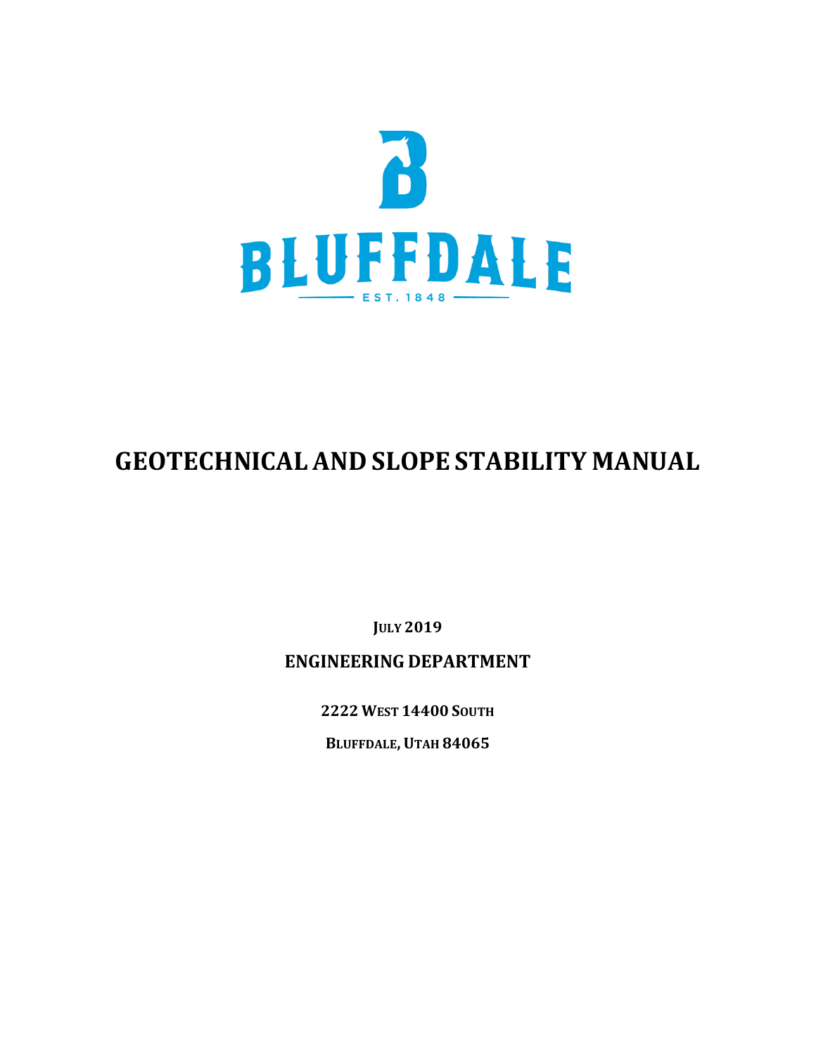BLUFFDALE

EST. 1848

# GEOTECHNICAL AND SLOPE STABILITY MANUAL

**JULY 2019**

**ENGINEERING DEPARTMENT**

**2222 WEST 14400 SOUTH**

**BLUFFDALE, UTAH 84065**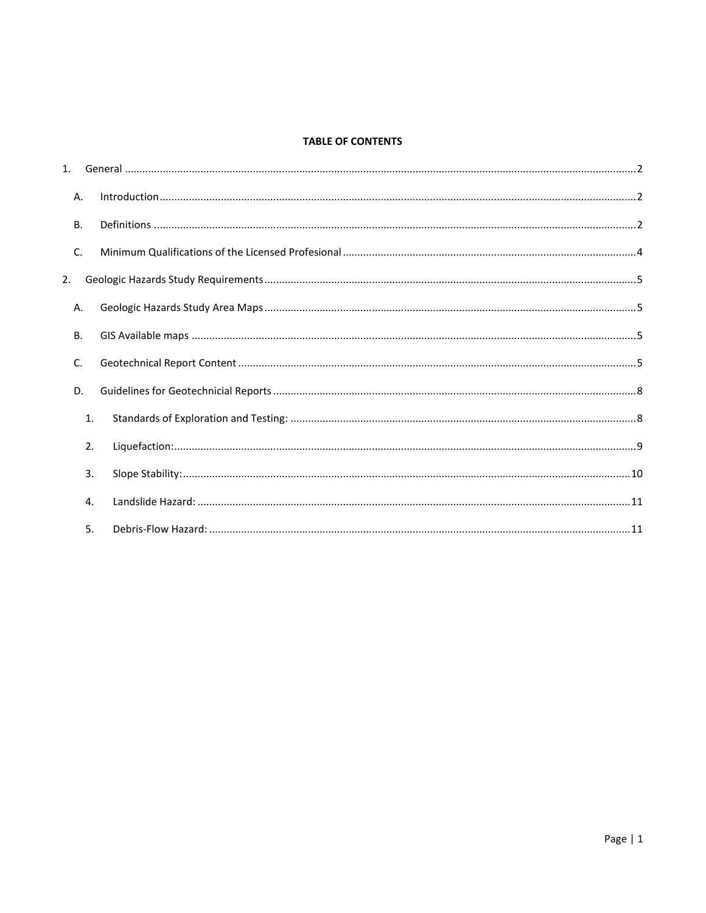**TABLE OF CONTENTS**

1. General .......... 2
   - A. Introduction .......... 2
   - B. Definitions .......... 2
   - C. Minimum Qualifications of the Licensed Profesional .......... 4
2. Geologic Hazards Study Requirements .......... 5
   - A. Geologic Hazards Study Area Maps .......... 5
   - B. GIS Available maps .......... 5
   - C. Geotechnical Report Content .......... 5
   - D. Guidelines for Geotechnicial Reports .......... 8
     1. Standards of Exploration and Testing: .......... 8
     2. Liquefaction: .......... 9
     3. Slope Stability: .......... 10
     4. Landslide Hazard: .......... 11
     5. Debris-Flow Hazard: .......... 11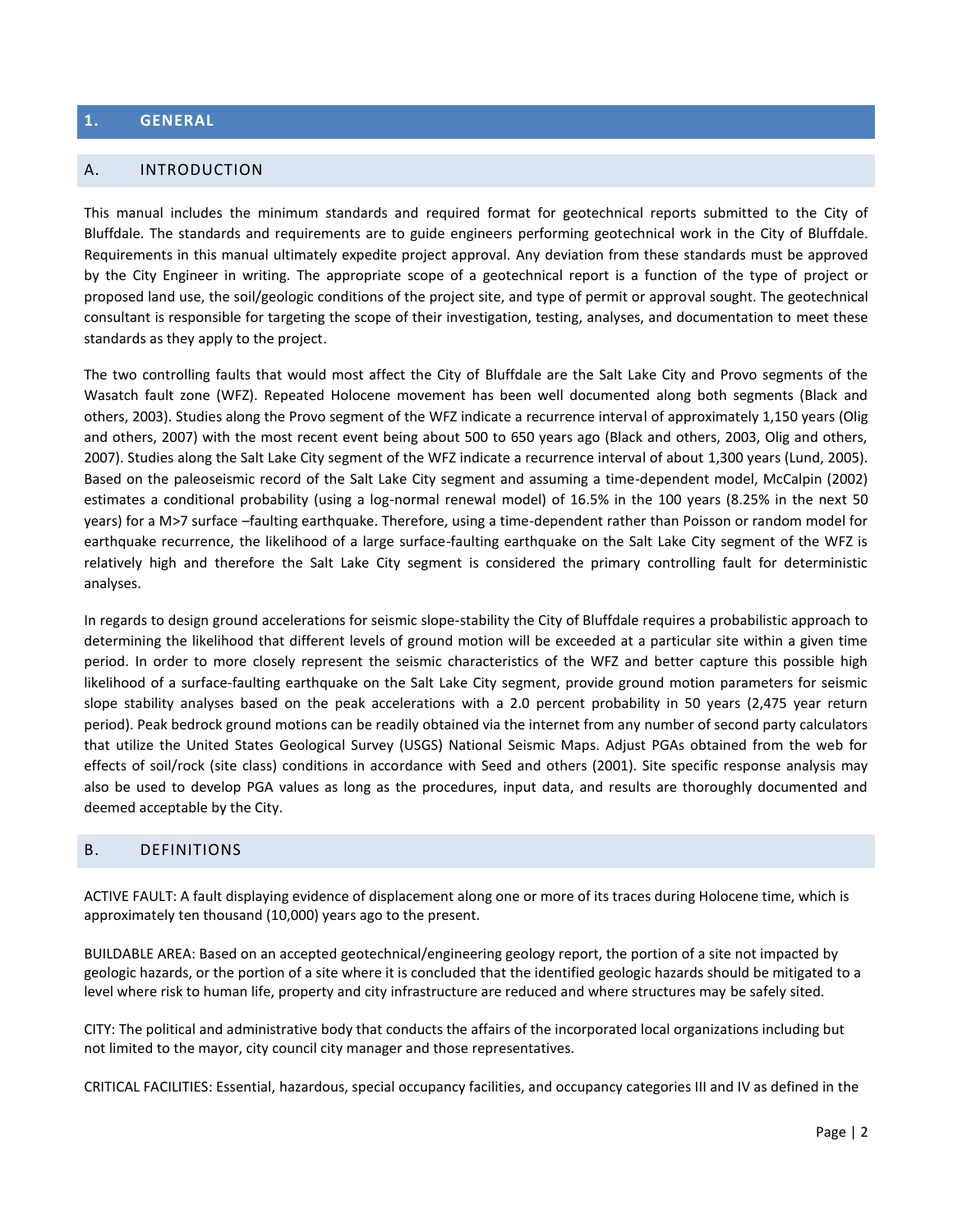# 1. GENERAL

## A. INTRODUCTION

This manual includes the minimum standards and required format for geotechnical reports submitted to the City of Bluffdale. The standards and requirements are to guide engineers performing geotechnical work in the City of Bluffdale. Requirements in this manual ultimately expedite project approval. Any deviation from these standards must be approved by the City Engineer in writing. The appropriate scope of a geotechnical report is a function of the type of project or proposed land use, the soil/geologic conditions of the project site, and type of permit or approval sought. The geotechnical consultant is responsible for targeting the scope of their investigation, testing, analyses, and documentation to meet these standards as they apply to the project.

The two controlling faults that would most affect the City of Bluffdale are the Salt Lake City and Provo segments of the Wasatch fault zone (WFZ). Repeated Holocene movement has been well documented along both segments (Black and others, 2003). Studies along the Provo segment of the WFZ indicate a recurrence interval of approximately 1,150 years (Olig and others, 2007) with the most recent event being about 500 to 650 years ago (Black and others, 2003, Olig and others, 2007). Studies along the Salt Lake City segment of the WFZ indicate a recurrence interval of about 1,300 years (Lund, 2005). Based on the paleoseismic record of the Salt Lake City segment and assuming a time-dependent model, McCalpin (2002) estimates a conditional probability (using a log-normal renewal model) of 16.5% in the 100 years (8.25% in the next 50 years) for a M>7 surface –faulting earthquake. Therefore, using a time-dependent rather than Poisson or random model for earthquake recurrence, the likelihood of a large surface-faulting earthquake on the Salt Lake City segment of the WFZ is relatively high and therefore the Salt Lake City segment is considered the primary controlling fault for deterministic analyses.

In regards to design ground accelerations for seismic slope-stability the City of Bluffdale requires a probabilistic approach to determining the likelihood that different levels of ground motion will be exceeded at a particular site within a given time period. In order to more closely represent the seismic characteristics of the WFZ and better capture this possible high likelihood of a surface-faulting earthquake on the Salt Lake City segment, provide ground motion parameters for seismic slope stability analyses based on the peak accelerations with a 2.0 percent probability in 50 years (2,475 year return period). Peak bedrock ground motions can be readily obtained via the internet from any number of second party calculators that utilize the United States Geological Survey (USGS) National Seismic Maps. Adjust PGAs obtained from the web for effects of soil/rock (site class) conditions in accordance with Seed and others (2001). Site specific response analysis may also be used to develop PGA values as long as the procedures, input data, and results are thoroughly documented and deemed acceptable by the City.

## B. DEFINITIONS

ACTIVE FAULT: A fault displaying evidence of displacement along one or more of its traces during Holocene time, which is approximately ten thousand (10,000) years ago to the present.

BUILDABLE AREA: Based on an accepted geotechnical/engineering geology report, the portion of a site not impacted by geologic hazards, or the portion of a site where it is concluded that the identified geologic hazards should be mitigated to a level where risk to human life, property and city infrastructure are reduced and where structures may be safely sited.

CITY: The political and administrative body that conducts the affairs of the incorporated local organizations including but not limited to the mayor, city council city manager and those representatives.

CRITICAL FACILITIES: Essential, hazardous, special occupancy facilities, and occupancy categories III and IV as defined in the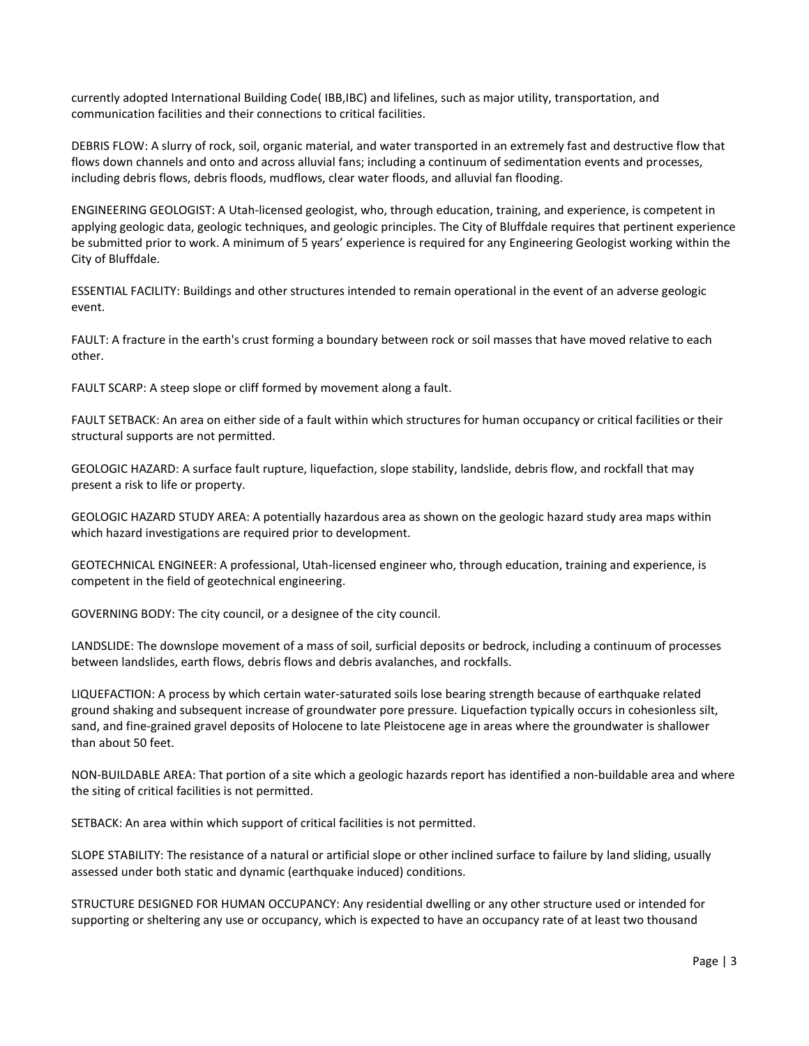currently adopted International Building Code( IBB,IBC) and lifelines, such as major utility, transportation, and communication facilities and their connections to critical facilities.

DEBRIS FLOW: A slurry of rock, soil, organic material, and water transported in an extremely fast and destructive flow that flows down channels and onto and across alluvial fans; including a continuum of sedimentation events and processes, including debris flows, debris floods, mudflows, clear water floods, and alluvial fan flooding.

ENGINEERING GEOLOGIST: A Utah-licensed geologist, who, through education, training, and experience, is competent in applying geologic data, geologic techniques, and geologic principles. The City of Bluffdale requires that pertinent experience be submitted prior to work. A minimum of 5 years' experience is required for any Engineering Geologist working within the City of Bluffdale.

ESSENTIAL FACILITY: Buildings and other structures intended to remain operational in the event of an adverse geologic event.

FAULT: A fracture in the earth's crust forming a boundary between rock or soil masses that have moved relative to each other.

FAULT SCARP: A steep slope or cliff formed by movement along a fault.

FAULT SETBACK: An area on either side of a fault within which structures for human occupancy or critical facilities or their structural supports are not permitted.

GEOLOGIC HAZARD: A surface fault rupture, liquefaction, slope stability, landslide, debris flow, and rockfall that may present a risk to life or property.

GEOLOGIC HAZARD STUDY AREA: A potentially hazardous area as shown on the geologic hazard study area maps within which hazard investigations are required prior to development.

GEOTECHNICAL ENGINEER: A professional, Utah-licensed engineer who, through education, training and experience, is competent in the field of geotechnical engineering.

GOVERNING BODY: The city council, or a designee of the city council.

LANDSLIDE: The downslope movement of a mass of soil, surficial deposits or bedrock, including a continuum of processes between landslides, earth flows, debris flows and debris avalanches, and rockfalls.

LIQUEFACTION: A process by which certain water-saturated soils lose bearing strength because of earthquake related ground shaking and subsequent increase of groundwater pore pressure. Liquefaction typically occurs in cohesionless silt, sand, and fine-grained gravel deposits of Holocene to late Pleistocene age in areas where the groundwater is shallower than about 50 feet.

NON-BUILDABLE AREA: That portion of a site which a geologic hazards report has identified a non-buildable area and where the siting of critical facilities is not permitted.

SETBACK: An area within which support of critical facilities is not permitted.

SLOPE STABILITY: The resistance of a natural or artificial slope or other inclined surface to failure by land sliding, usually assessed under both static and dynamic (earthquake induced) conditions.

STRUCTURE DESIGNED FOR HUMAN OCCUPANCY: Any residential dwelling or any other structure used or intended for supporting or sheltering any use or occupancy, which is expected to have an occupancy rate of at least two thousand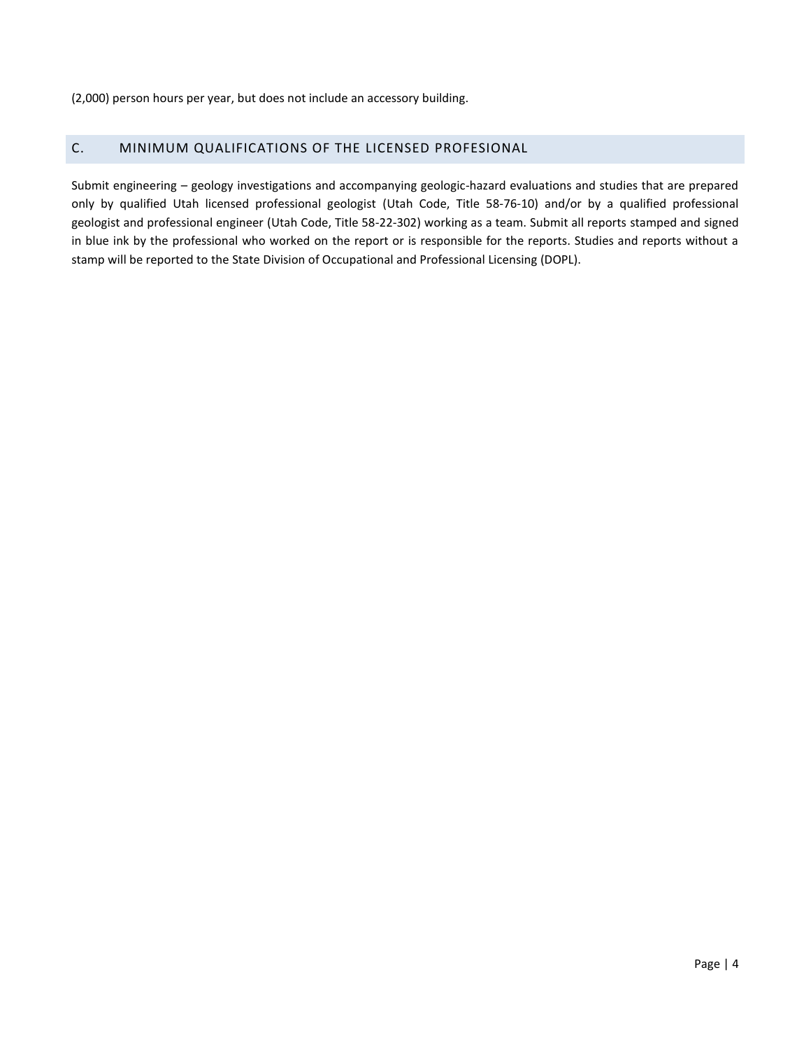(2,000) person hours per year, but does not include an accessory building.

## C. MINIMUM QUALIFICATIONS OF THE LICENSED PROFESIONAL

Submit engineering – geology investigations and accompanying geologic-hazard evaluations and studies that are prepared only by qualified Utah licensed professional geologist (Utah Code, Title 58-76-10) and/or by a qualified professional geologist and professional engineer (Utah Code, Title 58-22-302) working as a team. Submit all reports stamped and signed in blue ink by the professional who worked on the report or is responsible for the reports. Studies and reports without a stamp will be reported to the State Division of Occupational and Professional Licensing (DOPL).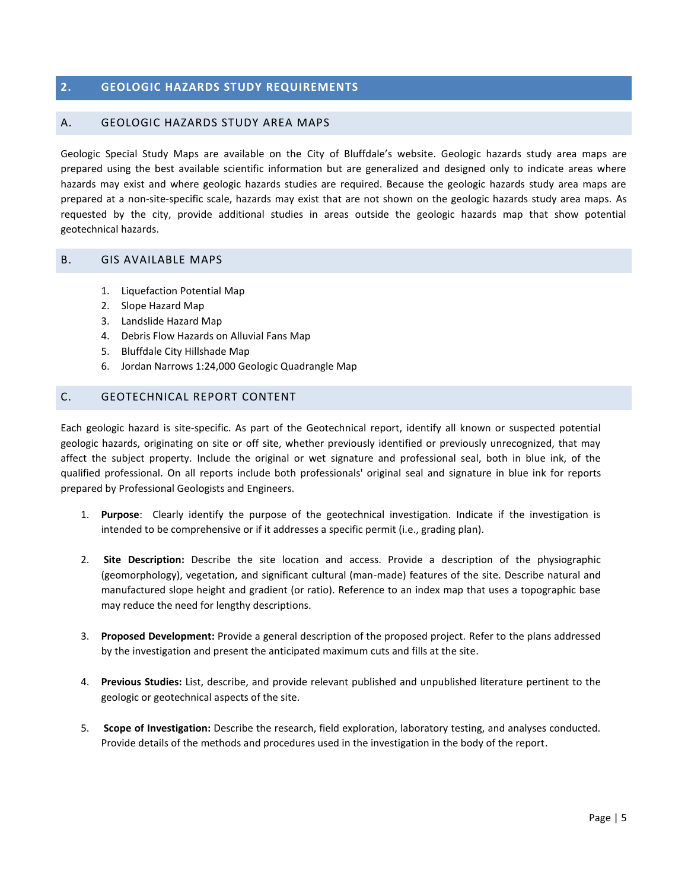## 2. GEOLOGIC HAZARDS STUDY REQUIREMENTS

### A. GEOLOGIC HAZARDS STUDY AREA MAPS

Geologic Special Study Maps are available on the City of Bluffdale's website. Geologic hazards study area maps are prepared using the best available scientific information but are generalized and designed only to indicate areas where hazards may exist and where geologic hazards studies are required. Because the geologic hazards study area maps are prepared at a non-site-specific scale, hazards may exist that are not shown on the geologic hazards study area maps. As requested by the city, provide additional studies in areas outside the geologic hazards map that show potential geotechnical hazards.

### B. GIS AVAILABLE MAPS

1. Liquefaction Potential Map
2. Slope Hazard Map
3. Landslide Hazard Map
4. Debris Flow Hazards on Alluvial Fans Map
5. Bluffdale City Hillshade Map
6. Jordan Narrows 1:24,000 Geologic Quadrangle Map

### C. GEOTECHNICAL REPORT CONTENT

Each geologic hazard is site-specific. As part of the Geotechnical report, identify all known or suspected potential geologic hazards, originating on site or off site, whether previously identified or previously unrecognized, that may affect the subject property. Include the original or wet signature and professional seal, both in blue ink, of the qualified professional. On all reports include both professionals' original seal and signature in blue ink for reports prepared by Professional Geologists and Engineers.

1. **Purpose**: Clearly identify the purpose of the geotechnical investigation. Indicate if the investigation is intended to be comprehensive or if it addresses a specific permit (i.e., grading plan).

2. **Site Description:** Describe the site location and access. Provide a description of the physiographic (geomorphology), vegetation, and significant cultural (man-made) features of the site. Describe natural and manufactured slope height and gradient (or ratio). Reference to an index map that uses a topographic base may reduce the need for lengthy descriptions.

3. **Proposed Development:** Provide a general description of the proposed project. Refer to the plans addressed by the investigation and present the anticipated maximum cuts and fills at the site.

4. **Previous Studies:** List, describe, and provide relevant published and unpublished literature pertinent to the geologic or geotechnical aspects of the site.

5. **Scope of Investigation:** Describe the research, field exploration, laboratory testing, and analyses conducted. Provide details of the methods and procedures used in the investigation in the body of the report.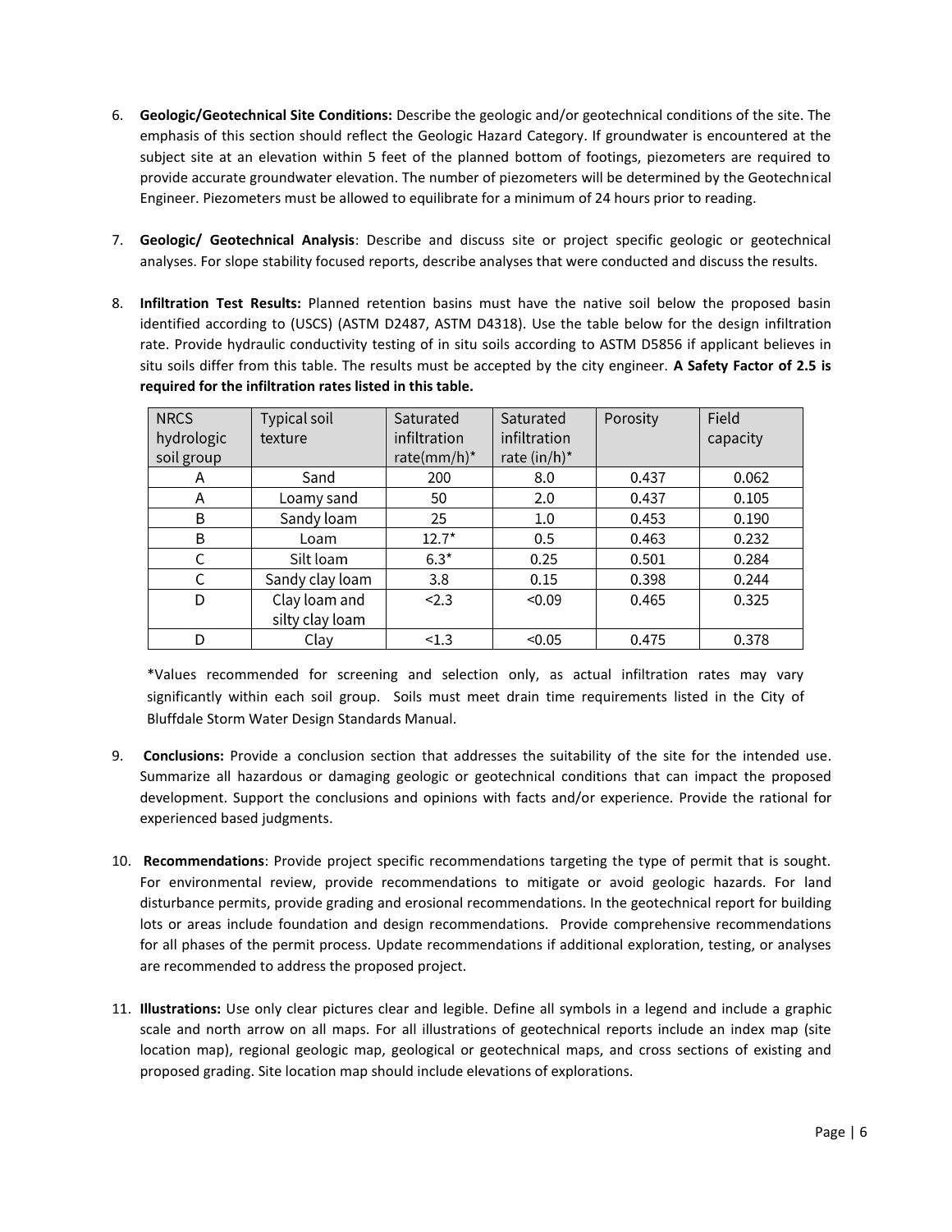6. **Geologic/Geotechnical Site Conditions:** Describe the geologic and/or geotechnical conditions of the site. The emphasis of this section should reflect the Geologic Hazard Category. If groundwater is encountered at the subject site at an elevation within 5 feet of the planned bottom of footings, piezometers are required to provide accurate groundwater elevation. The number of piezometers will be determined by the Geotechnical Engineer. Piezometers must be allowed to equilibrate for a minimum of 24 hours prior to reading.

7. **Geologic/ Geotechnical Analysis**: Describe and discuss site or project specific geologic or geotechnical analyses. For slope stability focused reports, describe analyses that were conducted and discuss the results.

8. **Infiltration Test Results:** Planned retention basins must have the native soil below the proposed basin identified according to (USCS) (ASTM D2487, ASTM D4318). Use the table below for the design infiltration rate. Provide hydraulic conductivity testing of in situ soils according to ASTM D5856 if applicant believes in situ soils differ from this table. The results must be accepted by the city engineer. **A Safety Factor of 2.5 is required for the infiltration rates listed in this table.**

| NRCS hydrologic soil group | Typical soil texture | Saturated infiltration rate(mm/h)* | Saturated infiltration rate (in/h)* | Porosity | Field capacity |
|---|---|---|---|---|---|
| A | Sand | 200 | 8.0 | 0.437 | 0.062 |
| A | Loamy sand | 50 | 2.0 | 0.437 | 0.105 |
| B | Sandy loam | 25 | 1.0 | 0.453 | 0.190 |
| B | Loam | 12.7* | 0.5 | 0.463 | 0.232 |
| C | Silt loam | 6.3* | 0.25 | 0.501 | 0.284 |
| C | Sandy clay loam | 3.8 | 0.15 | 0.398 | 0.244 |
| D | Clay loam and silty clay loam | <2.3 | <0.09 | 0.465 | 0.325 |
| D | Clay | <1.3 | <0.05 | 0.475 | 0.378 |

*Values recommended for screening and selection only, as actual infiltration rates may vary significantly within each soil group. Soils must meet drain time requirements listed in the City of Bluffdale Storm Water Design Standards Manual.

9. **Conclusions:** Provide a conclusion section that addresses the suitability of the site for the intended use. Summarize all hazardous or damaging geologic or geotechnical conditions that can impact the proposed development. Support the conclusions and opinions with facts and/or experience. Provide the rational for experienced based judgments.

10. **Recommendations**: Provide project specific recommendations targeting the type of permit that is sought. For environmental review, provide recommendations to mitigate or avoid geologic hazards. For land disturbance permits, provide grading and erosional recommendations. In the geotechnical report for building lots or areas include foundation and design recommendations. Provide comprehensive recommendations for all phases of the permit process. Update recommendations if additional exploration, testing, or analyses are recommended to address the proposed project.

11. **Illustrations:** Use only clear pictures clear and legible. Define all symbols in a legend and include a graphic scale and north arrow on all maps. For all illustrations of geotechnical reports include an index map (site location map), regional geologic map, geological or geotechnical maps, and cross sections of existing and proposed grading. Site location map should include elevations of explorations.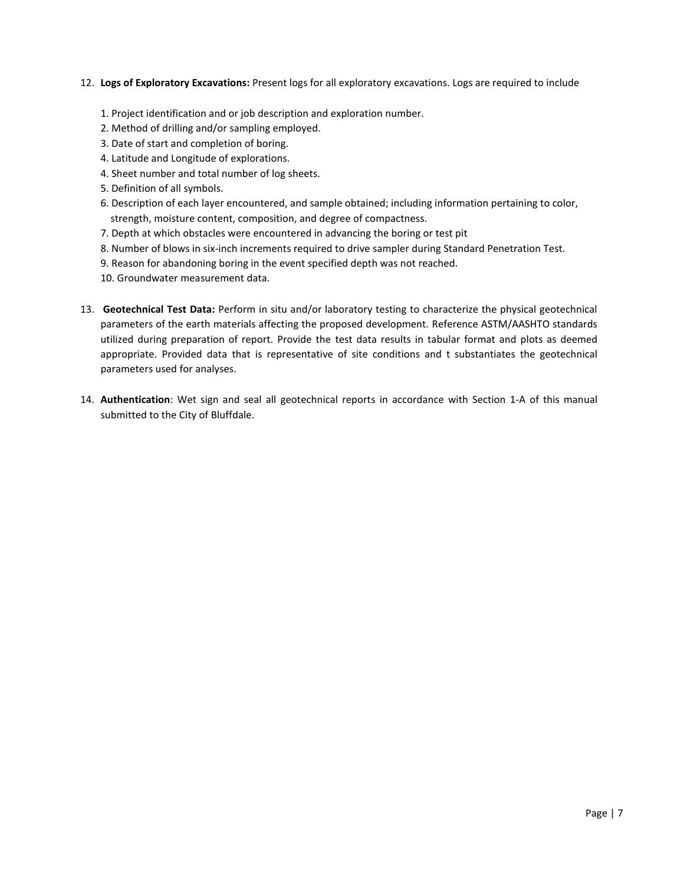12. **Logs of Exploratory Excavations:** Present logs for all exploratory excavations. Logs are required to include

    1. Project identification and or job description and exploration number.
    2. Method of drilling and/or sampling employed.
    3. Date of start and completion of boring.
    4. Latitude and Longitude of explorations.
    4. Sheet number and total number of log sheets.
    5. Definition of all symbols.
    6. Description of each layer encountered, and sample obtained; including information pertaining to color, strength, moisture content, composition, and degree of compactness.
    7. Depth at which obstacles were encountered in advancing the boring or test pit
    8. Number of blows in six-inch increments required to drive sampler during Standard Penetration Test.
    9. Reason for abandoning boring in the event specified depth was not reached.
    10. Groundwater measurement data.

13. **Geotechnical Test Data:** Perform in situ and/or laboratory testing to characterize the physical geotechnical parameters of the earth materials affecting the proposed development. Reference ASTM/AASHTO standards utilized during preparation of report. Provide the test data results in tabular format and plots as deemed appropriate. Provided data that is representative of site conditions and t substantiates the geotechnical parameters used for analyses.

14. **Authentication**: Wet sign and seal all geotechnical reports in accordance with Section 1-A of this manual submitted to the City of Bluffdale.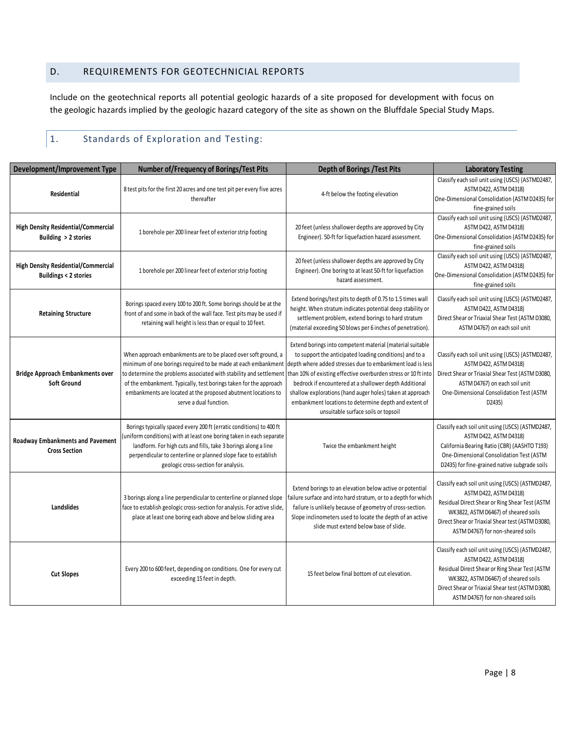## D. REQUIREMENTS FOR GEOTECHNICIAL REPORTS

Include on the geotechnical reports all potential geologic hazards of a site proposed for development with focus on the geologic hazards implied by the geologic hazard category of the site as shown on the Bluffdale Special Study Maps.

### 1. Standards of Exploration and Testing:

| Development/Improvement Type | Number of/Frequency of Borings/Test Pits | Depth of Borings /Test Pits | Laboratory Testing |
|---|---|---|---|
| **Residential** | 8 test pits for the first 20 acres and one test pit per every five acres thereafter | 4-ft below the footing elevation | Classify each soil unit using (USCS) (ASTMD2487, ASTM D422, ASTM D4318) One-Dimensional Consolidation (ASTM D2435) for fine-grained soils |
| **High Density Residential/Commercial Building > 2 stories** | 1 borehole per 200 linear feet of exterior strip footing | 20 feet (unless shallower depths are approved by City Engineer). 50-ft for liquefaction hazard assessment. | Classify each soil unit using (USCS) (ASTMD2487, ASTM D422, ASTM D4318) One-Dimensional Consolidation (ASTM D2435) for fine-grained soils |
| **High Density Residential/Commercial Buildings < 2 stories** | 1 borehole per 200 linear feet of exterior strip footing | 20 feet (unless shallower depths are approved by City Engineer). One boring to at least 50-ft for liquefaction hazard assessment. | Classify each soil unit using (USCS) (ASTMD2487, ASTM D422, ASTM D4318) One-Dimensional Consolidation (ASTM D2435) for fine-grained soils |
| **Retaining Structure** | Borings spaced every 100 to 200 ft. Some borings should be at the front of and some in back of the wall face. Test pits may be used if retaining wall height is less than or equal to 10 feet. | Extend borings/test pits to depth of 0.75 to 1.5 times wall height. When stratum indicates potential deep stability or settlement problem, extend borings to hard stratum (material exceeding 50 blows per 6 inches of penetration). | Classify each soil unit using (USCS) (ASTMD2487, ASTM D422, ASTM D4318) Direct Shear or Triaxial Shear Test (ASTM D3080, ASTM D4767) on each soil unit |
| **Bridge Approach Embankments over Soft Ground** | When approach embankments are to be placed over soft ground, a minimum of one borings required to be made at each embankment to determine the problems associated with stability and settlement of the embankment. Typically, test borings taken for the approach embankments are located at the proposed abutment locations to serve a dual function. | Extend borings into competent material (material suitable to support the anticipated loading conditions) and to a depth where added stresses due to embankment load is less than 10% of existing effective overburden stress or 10 ft into bedrock if encountered at a shallower depth Additional shallow explorations (hand auger holes) taken at approach embankment locations to determine depth and extent of unsuitable surface soils or topsoil | Classify each soil unit using (USCS) (ASTMD2487, ASTM D422, ASTM D4318) Direct Shear or Triaxial Shear Test (ASTM D3080, ASTM D4767) on each soil unit One-Dimensional Consolidation Test (ASTM D2435) |
| **Roadway Embankments and Pavement Cross Section** | Borings typically spaced every 200 ft (erratic conditions) to 400 ft (uniform conditions) with at least one boring taken in each separate landform. For high cuts and fills, take 3 borings along a line perpendicular to centerline or planned slope face to establish geologic cross-section for analysis. | Twice the embankment height | Classify each soil unit using (USCS) (ASTMD2487, ASTM D422, ASTM D4318) California Bearing Ratio (CBR) (AASHTO T193) One-Dimensional Consolidation Test (ASTM D2435) for fine-grained native subgrade soils |
| **Landslides** | 3 borings along a line perpendicular to centerline or planned slope face to establish geologic cross-section for analysis. For active slide, place at least one boring each above and below sliding area | Extend borings to an elevation below active or potential failure surface and into hard stratum, or to a depth for which failure is unlikely because of geometry of cross-section. Slope inclinometers used to locate the depth of an active slide must extend below base of slide. | Classify each soil unit using (USCS) (ASTMD2487, ASTM D422, ASTM D4318) Residual Direct Shear or Ring Shear Test (ASTM WK3822, ASTM D6467) of sheared soils Direct Shear or Triaxial Shear test (ASTM D3080, ASTM D4767) for non-sheared soils |
| **Cut Slopes** | Every 200 to 600 feet, depending on conditions. One for every cut exceeding 15 feet in depth. | 15 feet below final bottom of cut elevation. | Classify each soil unit using (USCS) (ASTMD2487, ASTM D422, ASTM D4318) Residual Direct Shear or Ring Shear Test (ASTM WK3822, ASTM D6467) of sheared soils Direct Shear or Triaxial Shear test (ASTM D3080, ASTM D4767) for non-sheared soils |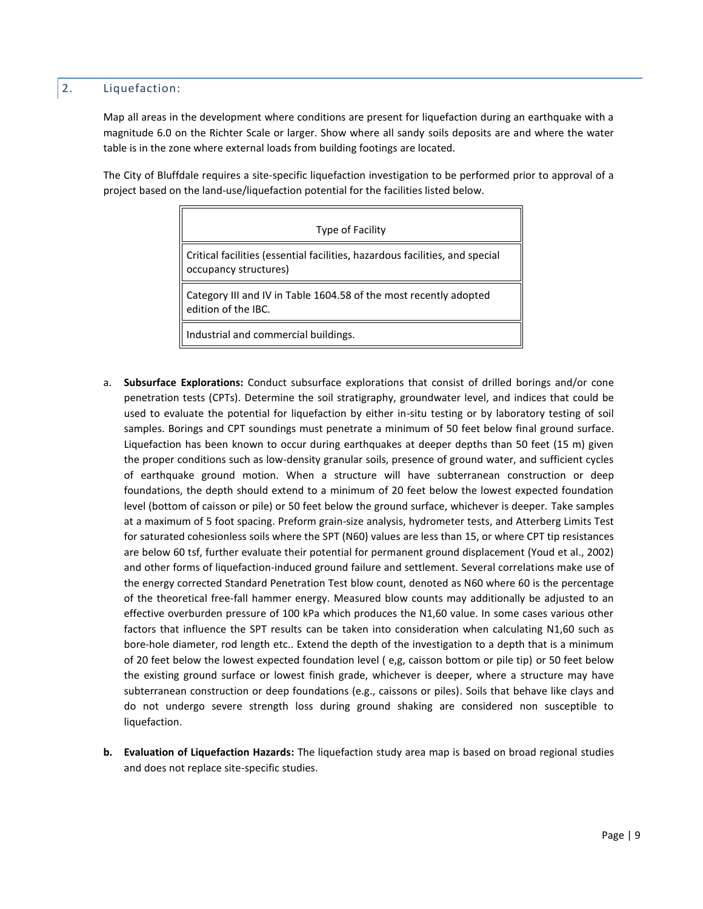## 2. Liquefaction:

Map all areas in the development where conditions are present for liquefaction during an earthquake with a magnitude 6.0 on the Richter Scale or larger. Show where all sandy soils deposits are and where the water table is in the zone where external loads from building footings are located.

The City of Bluffdale requires a site-specific liquefaction investigation to be performed prior to approval of a project based on the land-use/liquefaction potential for the facilities listed below.

| Type of Facility |
|---|
| Critical facilities (essential facilities, hazardous facilities, and special occupancy structures) |
| Category III and IV in Table 1604.58 of the most recently adopted edition of the IBC. |
| Industrial and commercial buildings. |

a. **Subsurface Explorations:** Conduct subsurface explorations that consist of drilled borings and/or cone penetration tests (CPTs). Determine the soil stratigraphy, groundwater level, and indices that could be used to evaluate the potential for liquefaction by either in-situ testing or by laboratory testing of soil samples. Borings and CPT soundings must penetrate a minimum of 50 feet below final ground surface. Liquefaction has been known to occur during earthquakes at deeper depths than 50 feet (15 m) given the proper conditions such as low-density granular soils, presence of ground water, and sufficient cycles of earthquake ground motion. When a structure will have subterranean construction or deep foundations, the depth should extend to a minimum of 20 feet below the lowest expected foundation level (bottom of caisson or pile) or 50 feet below the ground surface, whichever is deeper. Take samples at a maximum of 5 foot spacing. Preform grain-size analysis, hydrometer tests, and Atterberg Limits Test for saturated cohesionless soils where the SPT (N60) values are less than 15, or where CPT tip resistances are below 60 tsf, further evaluate their potential for permanent ground displacement (Youd et al., 2002) and other forms of liquefaction-induced ground failure and settlement. Several correlations make use of the energy corrected Standard Penetration Test blow count, denoted as N60 where 60 is the percentage of the theoretical free-fall hammer energy. Measured blow counts may additionally be adjusted to an effective overburden pressure of 100 kPa which produces the N1,60 value. In some cases various other factors that influence the SPT results can be taken into consideration when calculating N1,60 such as bore-hole diameter, rod length etc.. Extend the depth of the investigation to a depth that is a minimum of 20 feet below the lowest expected foundation level ( e,g, caisson bottom or pile tip) or 50 feet below the existing ground surface or lowest finish grade, whichever is deeper, where a structure may have subterranean construction or deep foundations (e.g., caissons or piles). Soils that behave like clays and do not undergo severe strength loss during ground shaking are considered non susceptible to liquefaction.

b. **Evaluation of Liquefaction Hazards:** The liquefaction study area map is based on broad regional studies and does not replace site-specific studies.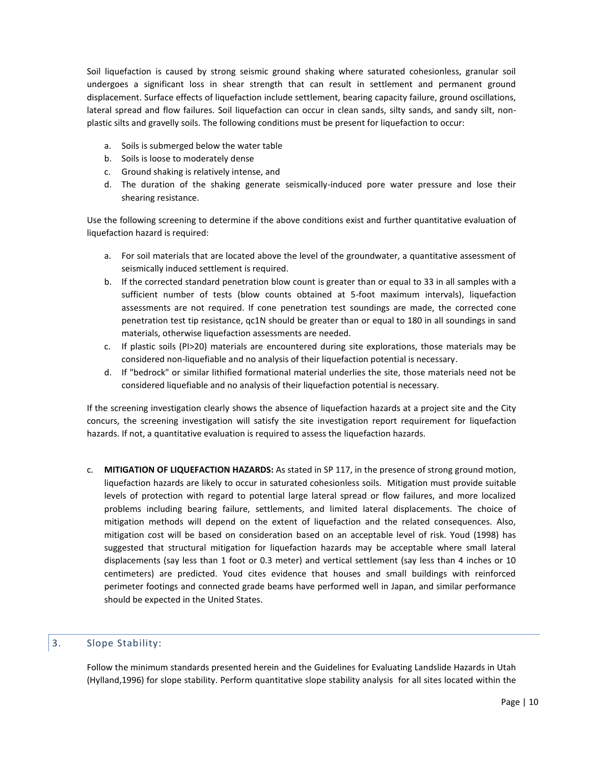Soil liquefaction is caused by strong seismic ground shaking where saturated cohesionless, granular soil undergoes a significant loss in shear strength that can result in settlement and permanent ground displacement. Surface effects of liquefaction include settlement, bearing capacity failure, ground oscillations, lateral spread and flow failures. Soil liquefaction can occur in clean sands, silty sands, and sandy silt, non-plastic silts and gravelly soils. The following conditions must be present for liquefaction to occur:

a. Soils is submerged below the water table
b. Soils is loose to moderately dense
c. Ground shaking is relatively intense, and
d. The duration of the shaking generate seismically-induced pore water pressure and lose their shearing resistance.

Use the following screening to determine if the above conditions exist and further quantitative evaluation of liquefaction hazard is required:

a. For soil materials that are located above the level of the groundwater, a quantitative assessment of seismically induced settlement is required.
b. If the corrected standard penetration blow count is greater than or equal to 33 in all samples with a sufficient number of tests (blow counts obtained at 5-foot maximum intervals), liquefaction assessments are not required. If cone penetration test soundings are made, the corrected cone penetration test tip resistance, qc1N should be greater than or equal to 180 in all soundings in sand materials, otherwise liquefaction assessments are needed.
c. If plastic soils (PI>20) materials are encountered during site explorations, those materials may be considered non-liquefiable and no analysis of their liquefaction potential is necessary.
d. If "bedrock" or similar lithified formational material underlies the site, those materials need not be considered liquefiable and no analysis of their liquefaction potential is necessary.

If the screening investigation clearly shows the absence of liquefaction hazards at a project site and the City concurs, the screening investigation will satisfy the site investigation report requirement for liquefaction hazards. If not, a quantitative evaluation is required to assess the liquefaction hazards.

c. **MITIGATION OF LIQUEFACTION HAZARDS:** As stated in SP 117, in the presence of strong ground motion, liquefaction hazards are likely to occur in saturated cohesionless soils. Mitigation must provide suitable levels of protection with regard to potential large lateral spread or flow failures, and more localized problems including bearing failure, settlements, and limited lateral displacements. The choice of mitigation methods will depend on the extent of liquefaction and the related consequences. Also, mitigation cost will be based on consideration based on an acceptable level of risk. Youd (1998) has suggested that structural mitigation for liquefaction hazards may be acceptable where small lateral displacements (say less than 1 foot or 0.3 meter) and vertical settlement (say less than 4 inches or 10 centimeters) are predicted. Youd cites evidence that houses and small buildings with reinforced perimeter footings and connected grade beams have performed well in Japan, and similar performance should be expected in the United States.

## 3. Slope Stability:

Follow the minimum standards presented herein and the Guidelines for Evaluating Landslide Hazards in Utah (Hylland,1996) for slope stability. Perform quantitative slope stability analysis for all sites located within the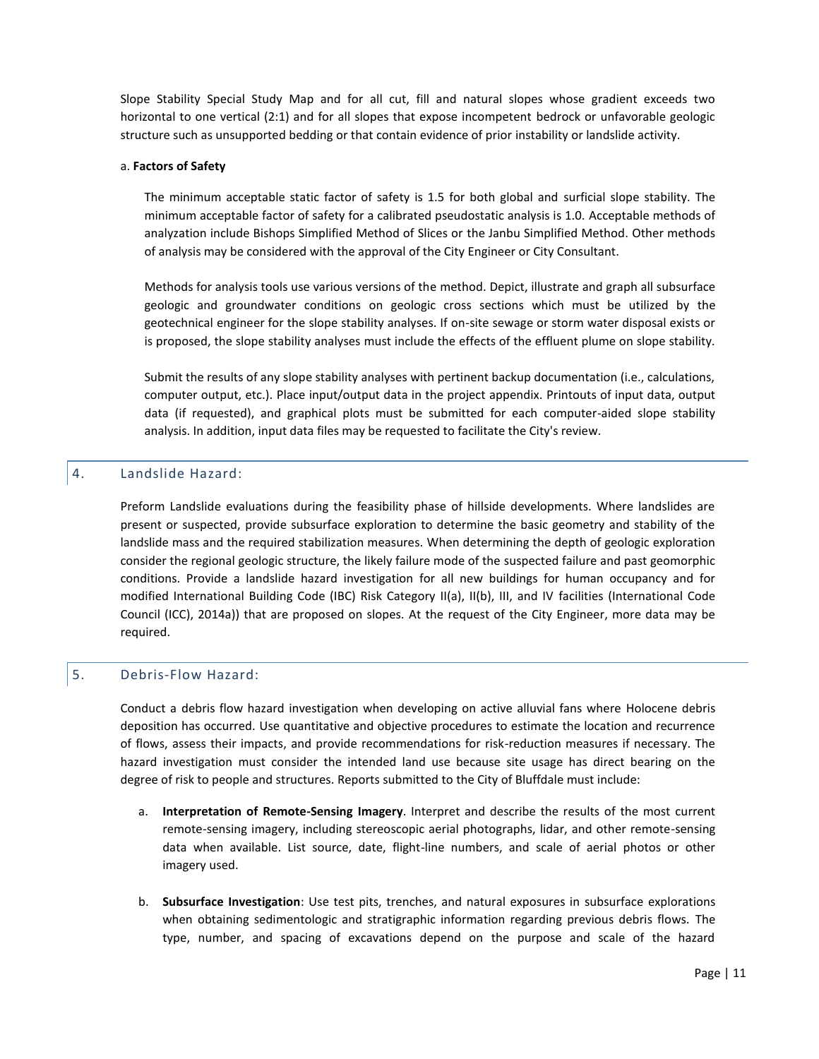Slope Stability Special Study Map and for all cut, fill and natural slopes whose gradient exceeds two horizontal to one vertical (2:1) and for all slopes that expose incompetent bedrock or unfavorable geologic structure such as unsupported bedding or that contain evidence of prior instability or landslide activity.

a. **Factors of Safety**

The minimum acceptable static factor of safety is 1.5 for both global and surficial slope stability. The minimum acceptable factor of safety for a calibrated pseudostatic analysis is 1.0. Acceptable methods of analyzation include Bishops Simplified Method of Slices or the Janbu Simplified Method. Other methods of analysis may be considered with the approval of the City Engineer or City Consultant.

Methods for analysis tools use various versions of the method. Depict, illustrate and graph all subsurface geologic and groundwater conditions on geologic cross sections which must be utilized by the geotechnical engineer for the slope stability analyses. If on-site sewage or storm water disposal exists or is proposed, the slope stability analyses must include the effects of the effluent plume on slope stability.

Submit the results of any slope stability analyses with pertinent backup documentation (i.e., calculations, computer output, etc.). Place input/output data in the project appendix. Printouts of input data, output data (if requested), and graphical plots must be submitted for each computer-aided slope stability analysis. In addition, input data files may be requested to facilitate the City's review.

## 4. Landslide Hazard:

Preform Landslide evaluations during the feasibility phase of hillside developments. Where landslides are present or suspected, provide subsurface exploration to determine the basic geometry and stability of the landslide mass and the required stabilization measures. When determining the depth of geologic exploration consider the regional geologic structure, the likely failure mode of the suspected failure and past geomorphic conditions. Provide a landslide hazard investigation for all new buildings for human occupancy and for modified International Building Code (IBC) Risk Category II(a), II(b), III, and IV facilities (International Code Council (ICC), 2014a)) that are proposed on slopes. At the request of the City Engineer, more data may be required.

## 5. Debris-Flow Hazard:

Conduct a debris flow hazard investigation when developing on active alluvial fans where Holocene debris deposition has occurred. Use quantitative and objective procedures to estimate the location and recurrence of flows, assess their impacts, and provide recommendations for risk-reduction measures if necessary. The hazard investigation must consider the intended land use because site usage has direct bearing on the degree of risk to people and structures. Reports submitted to the City of Bluffdale must include:

a. **Interpretation of Remote-Sensing Imagery**. Interpret and describe the results of the most current remote-sensing imagery, including stereoscopic aerial photographs, lidar, and other remote-sensing data when available. List source, date, flight-line numbers, and scale of aerial photos or other imagery used.

b. **Subsurface Investigation**: Use test pits, trenches, and natural exposures in subsurface explorations when obtaining sedimentologic and stratigraphic information regarding previous debris flows. The type, number, and spacing of excavations depend on the purpose and scale of the hazard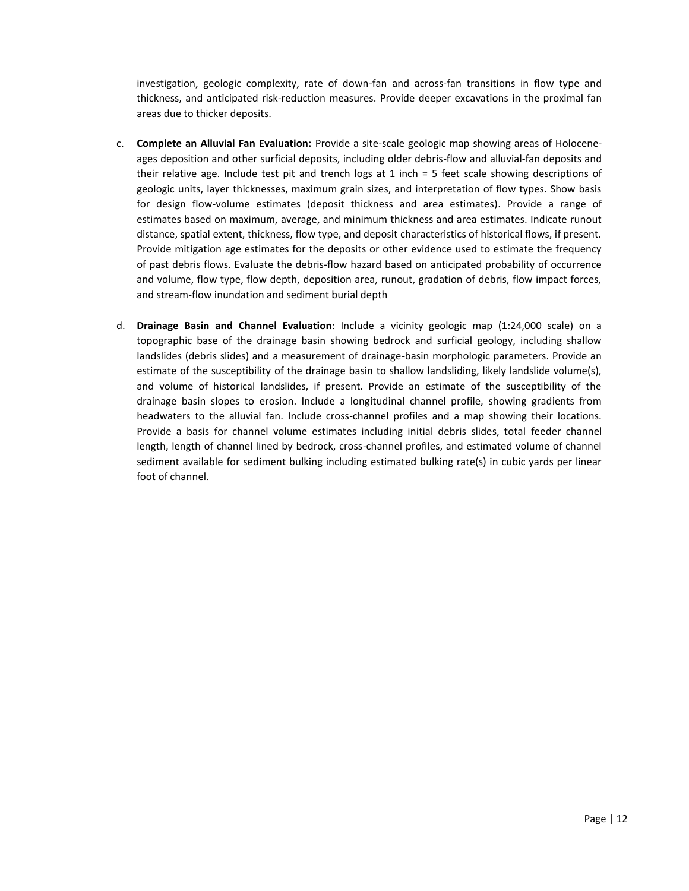investigation, geologic complexity, rate of down-fan and across-fan transitions in flow type and thickness, and anticipated risk-reduction measures. Provide deeper excavations in the proximal fan areas due to thicker deposits.

c. **Complete an Alluvial Fan Evaluation:** Provide a site-scale geologic map showing areas of Holocene-ages deposition and other surficial deposits, including older debris-flow and alluvial-fan deposits and their relative age. Include test pit and trench logs at 1 inch = 5 feet scale showing descriptions of geologic units, layer thicknesses, maximum grain sizes, and interpretation of flow types. Show basis for design flow-volume estimates (deposit thickness and area estimates). Provide a range of estimates based on maximum, average, and minimum thickness and area estimates. Indicate runout distance, spatial extent, thickness, flow type, and deposit characteristics of historical flows, if present. Provide mitigation age estimates for the deposits or other evidence used to estimate the frequency of past debris flows. Evaluate the debris-flow hazard based on anticipated probability of occurrence and volume, flow type, flow depth, deposition area, runout, gradation of debris, flow impact forces, and stream-flow inundation and sediment burial depth

d. **Drainage Basin and Channel Evaluation**: Include a vicinity geologic map (1:24,000 scale) on a topographic base of the drainage basin showing bedrock and surficial geology, including shallow landslides (debris slides) and a measurement of drainage-basin morphologic parameters. Provide an estimate of the susceptibility of the drainage basin to shallow landsliding, likely landslide volume(s), and volume of historical landslides, if present. Provide an estimate of the susceptibility of the drainage basin slopes to erosion. Include a longitudinal channel profile, showing gradients from headwaters to the alluvial fan. Include cross-channel profiles and a map showing their locations. Provide a basis for channel volume estimates including initial debris slides, total feeder channel length, length of channel lined by bedrock, cross-channel profiles, and estimated volume of channel sediment available for sediment bulking including estimated bulking rate(s) in cubic yards per linear foot of channel.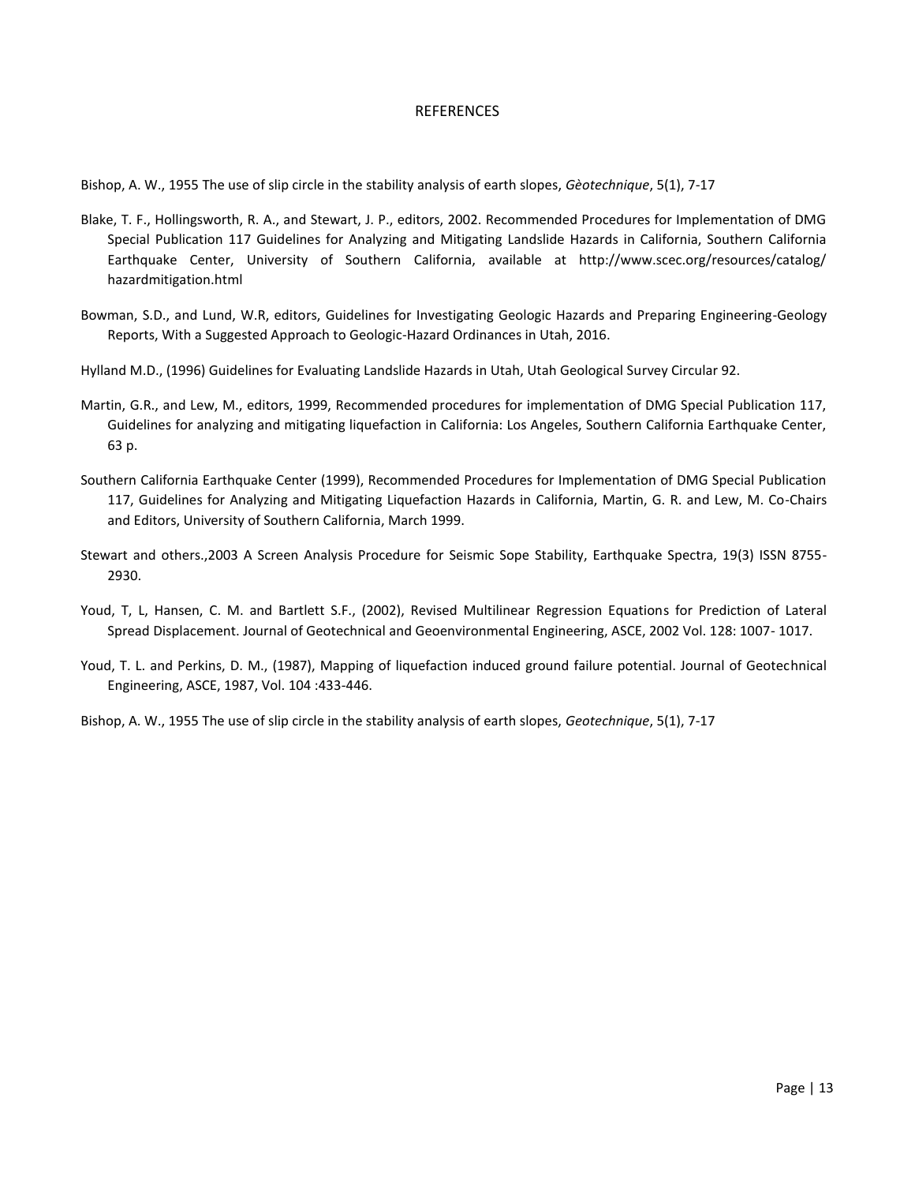# REFERENCES

Bishop, A. W., 1955 The use of slip circle in the stability analysis of earth slopes, *Gèotechnique*, 5(1), 7-17

Blake, T. F., Hollingsworth, R. A., and Stewart, J. P., editors, 2002. Recommended Procedures for Implementation of DMG Special Publication 117 Guidelines for Analyzing and Mitigating Landslide Hazards in California, Southern California Earthquake Center, University of Southern California, available at http://www.scec.org/resources/catalog/ hazardmitigation.html

Bowman, S.D., and Lund, W.R, editors, Guidelines for Investigating Geologic Hazards and Preparing Engineering-Geology Reports, With a Suggested Approach to Geologic-Hazard Ordinances in Utah, 2016.

Hylland M.D., (1996) Guidelines for Evaluating Landslide Hazards in Utah, Utah Geological Survey Circular 92.

Martin, G.R., and Lew, M., editors, 1999, Recommended procedures for implementation of DMG Special Publication 117, Guidelines for analyzing and mitigating liquefaction in California: Los Angeles, Southern California Earthquake Center, 63 p.

Southern California Earthquake Center (1999), Recommended Procedures for Implementation of DMG Special Publication 117, Guidelines for Analyzing and Mitigating Liquefaction Hazards in California, Martin, G. R. and Lew, M. Co-Chairs and Editors, University of Southern California, March 1999.

Stewart and others.,2003 A Screen Analysis Procedure for Seismic Sope Stability, Earthquake Spectra, 19(3) ISSN 8755-2930.

Youd, T, L, Hansen, C. M. and Bartlett S.F., (2002), Revised Multilinear Regression Equations for Prediction of Lateral Spread Displacement. Journal of Geotechnical and Geoenvironmental Engineering, ASCE, 2002 Vol. 128: 1007- 1017.

Youd, T. L. and Perkins, D. M., (1987), Mapping of liquefaction induced ground failure potential. Journal of Geotechnical Engineering, ASCE, 1987, Vol. 104 :433-446.

Bishop, A. W., 1955 The use of slip circle in the stability analysis of earth slopes, *Geotechnique*, 5(1), 7-17